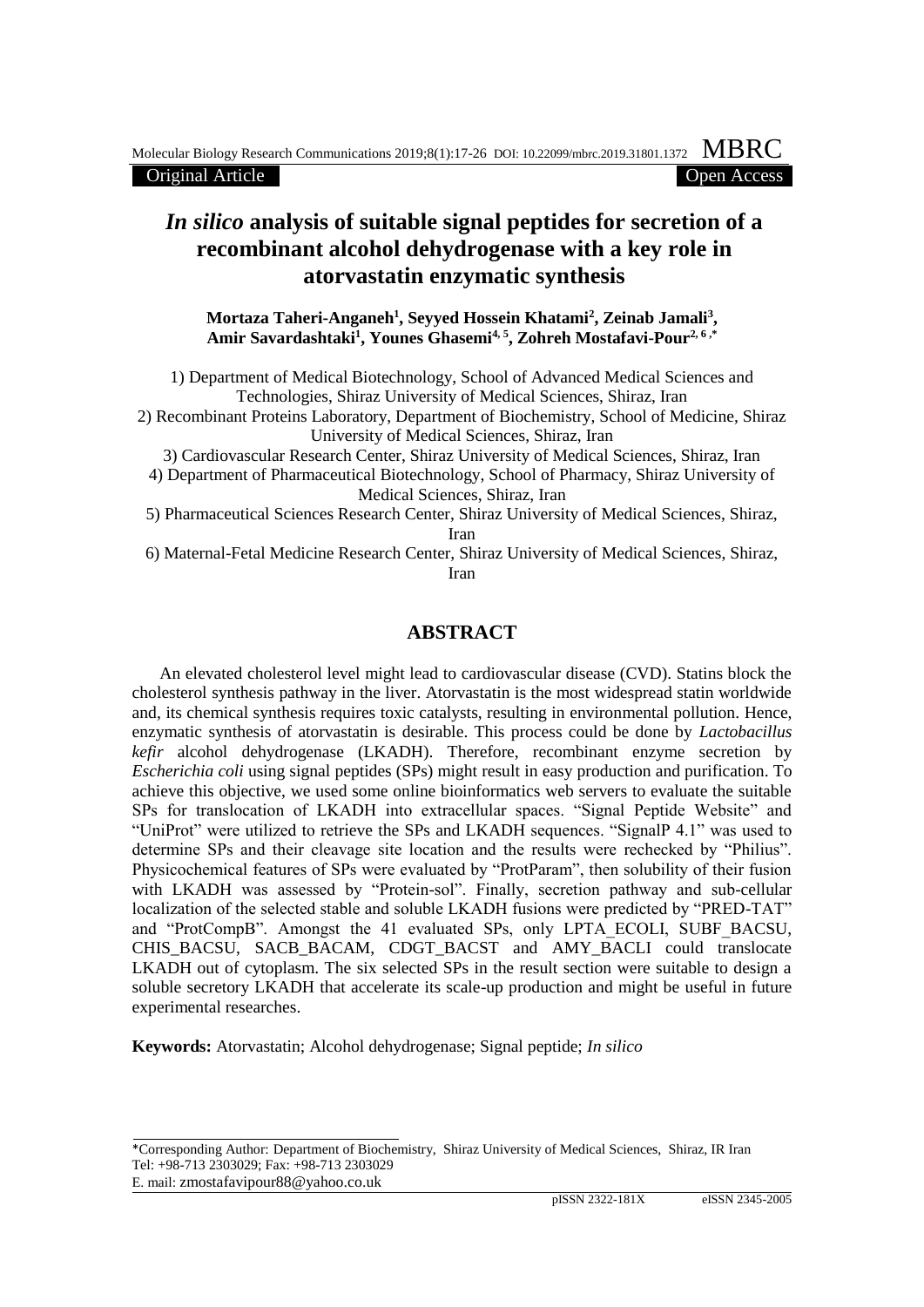Original Article | Open Access

# *In silico* analysis of suitable signal peptides for secretion of a recombinant alcohol dehydrogenase with a key role in atorvastatin enzymatic synthesis

**Mortaza Taheri-Anganeh[1], Seyyed Hossein Khatami[2], Zeinab Jamali[3], Amir Savardashtaki[1], Younes Ghasemi[4, 5], Zohreh Mostafavi-Pour[2, 6,*]**

1) Department of Medical Biotechnology, School of Advanced Medical Sciences and Technologies, Shiraz University of Medical Sciences, Shiraz, Iran

2) Recombinant Proteins Laboratory, Department of Biochemistry, School of Medicine, Shiraz University of Medical Sciences, Shiraz, Iran

3) Cardiovascular Research Center, Shiraz University of Medical Sciences, Shiraz, Iran

4) Department of Pharmaceutical Biotechnology, School of Pharmacy, Shiraz University of Medical Sciences, Shiraz, Iran

5) Pharmaceutical Sciences Research Center, Shiraz University of Medical Sciences, Shiraz, Iran

6) Maternal-Fetal Medicine Research Center, Shiraz University of Medical Sciences, Shiraz, Iran

## ABSTRACT

An elevated cholesterol level might lead to cardiovascular disease (CVD). Statins block the cholesterol synthesis pathway in the liver. Atorvastatin is the most widespread statin worldwide and, its chemical synthesis requires toxic catalysts, resulting in environmental pollution. Hence, enzymatic synthesis of atorvastatin is desirable. This process could be done by *Lactobacillus kefir* alcohol dehydrogenase (LKADH). Therefore, recombinant enzyme secretion by *Escherichia coli* using signal peptides (SPs) might result in easy production and purification. To achieve this objective, we used some online bioinformatics web servers to evaluate the suitable SPs for translocation of LKADH into extracellular spaces. "Signal Peptide Website" and "UniProt" were utilized to retrieve the SPs and LKADH sequences. "SignalP 4.1" was used to determine SPs and their cleavage site location and the results were rechecked by "Philius". Physicochemical features of SPs were evaluated by "ProtParam", then solubility of their fusion with LKADH was assessed by "Protein-sol". Finally, secretion pathway and sub-cellular localization of the selected stable and soluble LKADH fusions were predicted by "PRED-TAT" and "ProtCompB". Amongst the 41 evaluated SPs, only LPTA_ECOLI, SUBF_BACSU, CHIS_BACSU, SACB_BACAM, CDGT_BACST and AMY_BACLI could translocate LKADH out of cytoplasm. The six selected SPs in the result section were suitable to design a soluble secretory LKADH that accelerate its scale-up production and might be useful in future experimental researches.

**Keywords:** Atorvastatin; Alcohol dehydrogenase; Signal peptide; *In silico*

*Corresponding Author: Department of Biochemistry, Shiraz University of Medical Sciences, Shiraz, IR Iran
Tel: +98-713 2303029; Fax: +98-713 2303029
E. mail: zmostafavipour88@yahoo.co.uk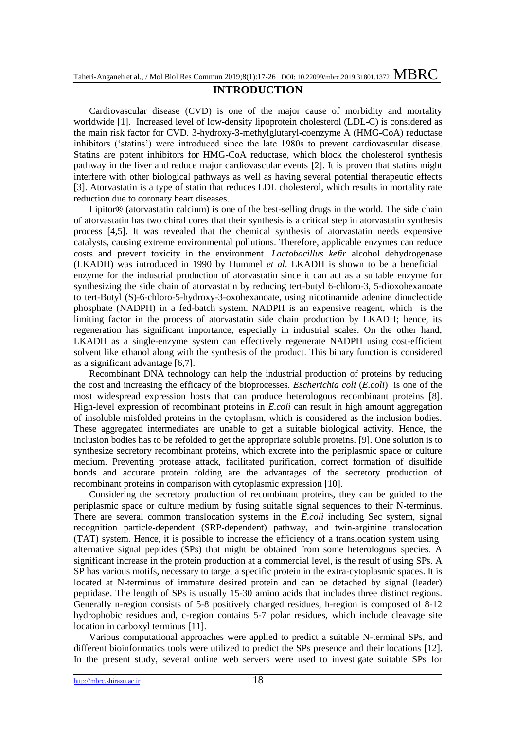## INTRODUCTION

Cardiovascular disease (CVD) is one of the major cause of morbidity and mortality worldwide [1]. Increased level of low-density lipoprotein cholesterol (LDL-C) is considered as the main risk factor for CVD. 3-hydroxy-3-methylglutaryl-coenzyme A (HMG-CoA) reductase inhibitors ('statins') were introduced since the late 1980s to prevent cardiovascular disease. Statins are potent inhibitors for HMG-CoA reductase, which block the cholesterol synthesis pathway in the liver and reduce major cardiovascular events [2]. It is proven that statins might interfere with other biological pathways as well as having several potential therapeutic effects [3]. Atorvastatin is a type of statin that reduces LDL cholesterol, which results in mortality rate reduction due to coronary heart diseases.

Lipitor® (atorvastatin calcium) is one of the best-selling drugs in the world. The side chain of atorvastatin has two chiral cores that their synthesis is a critical step in atorvastatin synthesis process [4,5]. It was revealed that the chemical synthesis of atorvastatin needs expensive catalysts, causing extreme environmental pollutions. Therefore, applicable enzymes can reduce costs and prevent toxicity in the environment. *Lactobacillus kefir* alcohol dehydrogenase (LKADH) was introduced in 1990 by Hummel *et al*. LKADH is shown to be a beneficial enzyme for the industrial production of atorvastatin since it can act as a suitable enzyme for synthesizing the side chain of atorvastatin by reducing tert-butyl 6-chloro-3, 5-dioxohexanoate to tert-Butyl (S)-6-chloro-5-hydroxy-3-oxohexanoate, using nicotinamide adenine dinucleotide phosphate (NADPH) in a fed-batch system. NADPH is an expensive reagent, which is the limiting factor in the process of atorvastatin side chain production by LKADH; hence, its regeneration has significant importance, especially in industrial scales. On the other hand, LKADH as a single-enzyme system can effectively regenerate NADPH using cost-efficient solvent like ethanol along with the synthesis of the product. This binary function is considered as a significant advantage [6,7].

Recombinant DNA technology can help the industrial production of proteins by reducing the cost and increasing the efficacy of the bioprocesses. *Escherichia coli* (*E.coli*) is one of the most widespread expression hosts that can produce heterologous recombinant proteins [8]. High-level expression of recombinant proteins in *E.coli* can result in high amount aggregation of insoluble misfolded proteins in the cytoplasm, which is considered as the inclusion bodies. These aggregated intermediates are unable to get a suitable biological activity. Hence, the inclusion bodies has to be refolded to get the appropriate soluble proteins. [9]. One solution is to synthesize secretory recombinant proteins, which excrete into the periplasmic space or culture medium. Preventing protease attack, facilitated purification, correct formation of disulfide bonds and accurate protein folding are the advantages of the secretory production of recombinant proteins in comparison with cytoplasmic expression [10].

Considering the secretory production of recombinant proteins, they can be guided to the periplasmic space or culture medium by fusing suitable signal sequences to their N-terminus. There are several common translocation systems in the *E.coli* including Sec system, signal recognition particle-dependent (SRP-dependent) pathway, and twin-arginine translocation (TAT) system. Hence, it is possible to increase the efficiency of a translocation system using alternative signal peptides (SPs) that might be obtained from some heterologous species. A significant increase in the protein production at a commercial level, is the result of using SPs. A SP has various motifs, necessary to target a specific protein in the extra-cytoplasmic spaces. It is located at N-terminus of immature desired protein and can be detached by signal (leader) peptidase. The length of SPs is usually 15-30 amino acids that includes three distinct regions. Generally n-region consists of 5-8 positively charged residues, h-region is composed of 8-12 hydrophobic residues and, c-region contains 5-7 polar residues, which include cleavage site location in carboxyl terminus [11].

Various computational approaches were applied to predict a suitable N-terminal SPs, and different bioinformatics tools were utilized to predict the SPs presence and their locations [12]. In the present study, several online web servers were used to investigate suitable SPs for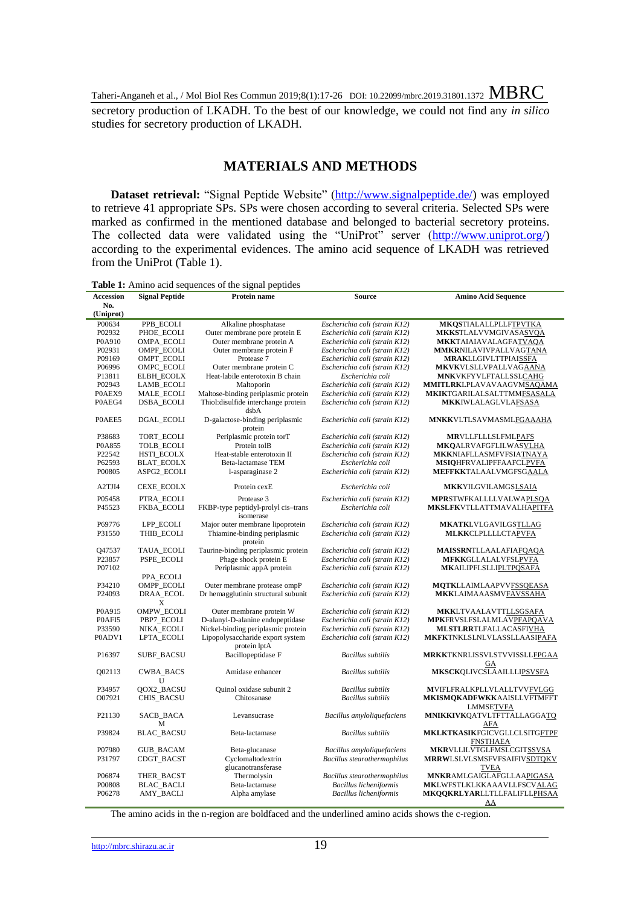secretory production of LKADH. To the best of our knowledge, we could not find any *in silico* studies for secretory production of LKADH.

## MATERIALS AND METHODS

**Dataset retrieval:** "Signal Peptide Website" (http://www.signalpeptide.de/) was employed to retrieve 41 appropriate SPs. SPs were chosen according to several criteria. Selected SPs were marked as confirmed in the mentioned database and belonged to bacterial secretory proteins. The collected data were validated using the "UniProt" server (http://www.uniprot.org/) according to the experimental evidences. The amino acid sequence of LKADH was retrieved from the UniProt (Table 1).

**Table 1:** Amino acid sequences of the signal peptides

| Accession No. (Uniprot) | Signal Peptide | Protein name | Source | Amino Acid Sequence |
|---|---|---|---|---|
| P00634 | PPB_ECOLI | Alkaline phosphatase | *Escherichia coli (strain K12)* | **MKQS**TIALALLPLLFTPVTKA |
| P02932 | PHOE_ECOLI | Outer membrane pore protein E | *Escherichia coli (strain K12)* | **MKKS**TLALVVMGIVASASVQA |
| P0A910 | OMPA_ECOLI | Outer membrane protein A | *Escherichia coli (strain K12)* | **MKK**TAIAIAVALAGFATVAQA |
| P02931 | OMPF_ECOLI | Outer membrane protein F | *Escherichia coli (strain K12)* | **MMKR**NILAVIVPALLVAGTANA |
| P09169 | OMPT_ECOLI | Protease 7 | *Escherichia coli (strain K12)* | **MRAK**LLGIVLTTPIAISSFA |
| P06996 | OMPC_ECOLI | Outer membrane protein C | *Escherichia coli (strain K12)* | **MKVK**VLSLLVPALLVAGAANA |
| P13811 | ELBH_ECOLX | Heat-labile enterotoxin B chain | *Escherichia coli* | **MNK**VKFYVLFTALLSSLCAHG |
| P02943 | LAMB_ECOLI | Maltoporin | *Escherichia coli (strain K12)* | **MMITLRK**LPLAVAVAAGVMSAQAMA |
| P0AEX9 | MALE_ECOLI | Maltose-binding periplasmic protein | *Escherichia coli (strain K12)* | **MKIK**TGARILALSALTTMMFSASALA |
| P0AEG4 | DSBA_ECOLI | Thiol:disulfide interchange protein dsbA | *Escherichia coli (strain K12)* | **MKK**IWLALAGLVLAFSASA |
| P0AEE5 | DGAL_ECOLI | D-galactose-binding periplasmic protein | *Escherichia coli (strain K12)* | **MNKK**VLTLSAVMASMLFGAAAHA |
| P38683 | TORT_ECOLI | Periplasmic protein torT | *Escherichia coli (strain K12)* | **MR**VLLFLLLSLFMLPAFS |
| P0A855 | TOLB_ECOLI | Protein tolB | *Escherichia coli (strain K12)* | **MKQ**ALRVAFGFLILWASVLHA |
| P22542 | HSTI_ECOLX | Heat-stable enterotoxin II | *Escherichia coli* | **MKK**NIAFLLASMFVFSIATNAYA |
| P62593 | BLAT_ECOLX | Beta-lactamase TEM | *Escherichia coli* | **MSIQ**HFRVALIPFFAAFCLPVFA |
| P00805 | ASPG2_ECOLI | l-asparaginase 2 | *Escherichia coli (strain K12)* | **MEFFKK**TALAALVMGFSGAALA |
| A2TJI4 | CEXE_ECOLX | Protein cexE | *Escherichia coli* | **MKK**YILGVILAMGSLSAIA |
| P05458 | PTRA_ECOLI | Protease 3 | *Escherichia coli (strain K12)* | **MPR**STWFKALLLLVALWAPLSQA |
| P45523 | FKBA_ECOLI | FKBP-type peptidyl-prolyl cis–trans isomerase | *Escherichia coli* | **MKSLFK**VTLLATTMAVALHAPITFA |
| P69776 | LPP_ECOLI | Major outer membrane lipoprotein | *Escherichia coli (strain K12)* | **MKATK**LVLGAVILGSTLLAG |
| P31550 | THIB_ECOLI | Thiamine-binding periplasmic protein | *Escherichia coli (strain K12)* | **MLKK**CLPLLLLCTAPVFA |
| Q47537 | TAUA_ECOLI | Taurine-binding periplasmic protein | *Escherichia coli (strain K12)* | **MAISSRN**TLLAALAFIAFQAQA |
| P23857 | PSPE_ECOLI | Phage shock protein E | *Escherichia coli (strain K12)* | **MFKK**GLLALALVFSLPVFA |
| P07102 | PPA_ECOLI | Periplasmic protein appA protein | *Escherichia coli (strain K12)* | **MK**AILIPFLSLLIPLTPQSAFA |
| P34210 | OMPP_ECOLI | Outer membrane protease ompP | *Escherichia coli (strain K12)* | **MQTK**LLAIMLAAPVVFSSQEASA |
| P24093 | DRAA_ECOLX | Dr hemagglutinin structural subunit | *Escherichia coli (strain K12)* | **MKK**LAIMAAASMVFAVSSAHA |
| P0A915 | OMPW_ECOLI | Outer membrane protein W | *Escherichia coli (strain K12)* | **MKK**LTVAALAVTTLLSGSAFA |
| P0AFI5 | PBP7_ECOLI | D-alanyl-D-alanine endopeptidase | *Escherichia coli (strain K12)* | **MPK**FRVSLFSLALMLAVPFAPQAVA |
| P33590 | NIKA_ECOLI | Nickel-binding periplasmic protein | *Escherichia coli (strain K12)* | **MLSTLRR**TLFALLACASFIVHA |
| P0ADV1 | LPTA_ECOLI | Lipopolysaccharide export system protein lptA | *Escherichia coli (strain K12)* | **MKFK**TNKLSLNLVLASSLLAASIPAFA |
| P16397 | SUBF_BACSU | Bacillopeptidase F | *Bacillus subtilis* | **MRKK**TKNRLISSVLSTVVISSLLFPGAAGA |
| Q02113 | CWBA_BACSU | Amidase enhancer | *Bacillus subtilis* | **MKSCK**QLIVCSLAAILLIPSVSFA |
| P34957 | QOX2_BACSU | Quinol oxidase subunit 2 | *Bacillus subtilis* | **M**VIFLFRALKPLLVLALLTVVFVLGG |
| O07921 | CHIS_BACSU | Chitosanase | *Bacillus subtilis* | **MKISMQKADFWKK**AAISLLVFTMFFTLMMSETVFA |
| P21130 | SACB_BACAM | Levansucrase | *Bacillus amyloliquefaciens* | **MNIKKIVK**QATVLTFTTALLAGGATQAFA |
| P39824 | BLAC_BACSU | Beta-lactamase | *Bacillus subtilis* | **MKLKTKASIK**FGICVGLLCLSITGFTPFFNSTHAEA |
| P07980 | GUB_BACAM | Beta-glucanase | *Bacillus amyloliquefaciens* | **MKR**VLLILVTGLFMSLCGITSSVSA |
| P31797 | CDGT_BACST | Cyclomaltodextrin glucanotransferase | *Bacillus stearothermophilus* | **MRRW**LSLVLSMSFVFSAIFIVSDTQKVTVEA |
| P06874 | THER_BACST | Thermolysin | *Bacillus stearothermophilus* | **MNKR**AMLGAIGLAFGLLAAPIGASA |
| P00808 | BLAC_BACLI | Beta-lactamase | *Bacillus licheniformis* | **MK**LWFSTLKLKKAAAVLLFSCVALAG |
| P06278 | AMY_BACLI | Alpha amylase | *Bacillus licheniformis* | **MKQQKRLYAR**LLTLLFALIFLLPHSAAAA |

The amino acids in the n-region are boldfaced and the underlined amino acids shows the c-region.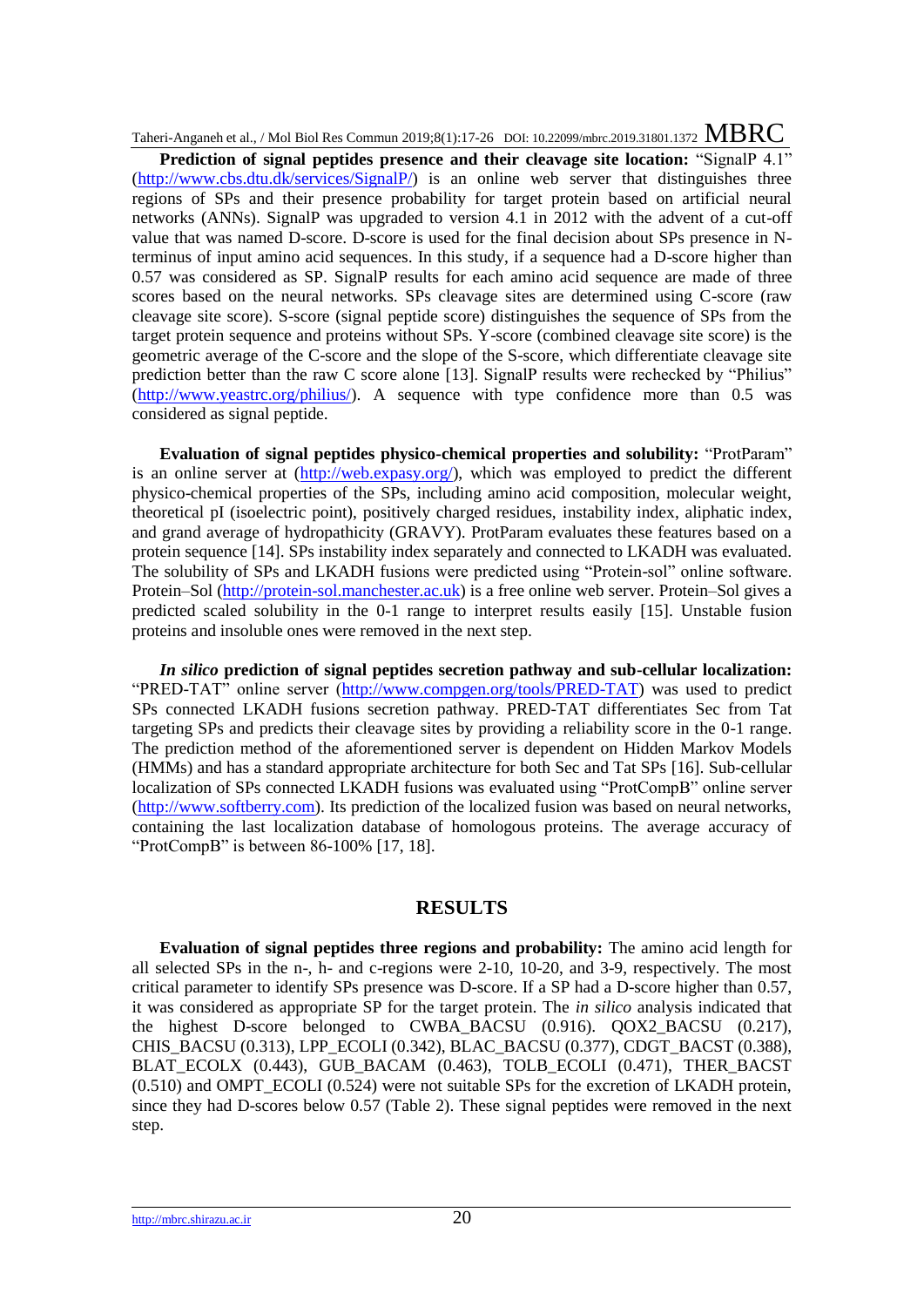**Prediction of signal peptides presence and their cleavage site location:** "SignalP 4.1" (http://www.cbs.dtu.dk/services/SignalP/) is an online web server that distinguishes three regions of SPs and their presence probability for target protein based on artificial neural networks (ANNs). SignalP was upgraded to version 4.1 in 2012 with the advent of a cut-off value that was named D-score. D-score is used for the final decision about SPs presence in N-terminus of input amino acid sequences. In this study, if a sequence had a D-score higher than 0.57 was considered as SP. SignalP results for each amino acid sequence are made of three scores based on the neural networks. SPs cleavage sites are determined using C-score (raw cleavage site score). S-score (signal peptide score) distinguishes the sequence of SPs from the target protein sequence and proteins without SPs. Y-score (combined cleavage site score) is the geometric average of the C-score and the slope of the S-score, which differentiate cleavage site prediction better than the raw C score alone [13]. SignalP results were rechecked by "Philius" (http://www.yeastrc.org/philius/). A sequence with type confidence more than 0.5 was considered as signal peptide.

**Evaluation of signal peptides physico-chemical properties and solubility:** "ProtParam" is an online server at (http://web.expasy.org/), which was employed to predict the different physico-chemical properties of the SPs, including amino acid composition, molecular weight, theoretical pI (isoelectric point), positively charged residues, instability index, aliphatic index, and grand average of hydropathicity (GRAVY). ProtParam evaluates these features based on a protein sequence [14]. SPs instability index separately and connected to LKADH was evaluated. The solubility of SPs and LKADH fusions were predicted using "Protein-sol" online software. Protein–Sol (http://protein-sol.manchester.ac.uk) is a free online web server. Protein–Sol gives a predicted scaled solubility in the 0-1 range to interpret results easily [15]. Unstable fusion proteins and insoluble ones were removed in the next step.

***In silico* prediction of signal peptides secretion pathway and sub-cellular localization:** "PRED-TAT" online server (http://www.compgen.org/tools/PRED-TAT) was used to predict SPs connected LKADH fusions secretion pathway. PRED-TAT differentiates Sec from Tat targeting SPs and predicts their cleavage sites by providing a reliability score in the 0-1 range. The prediction method of the aforementioned server is dependent on Hidden Markov Models (HMMs) and has a standard appropriate architecture for both Sec and Tat SPs [16]. Sub-cellular localization of SPs connected LKADH fusions was evaluated using "ProtCompB" online server (http://www.softberry.com). Its prediction of the localized fusion was based on neural networks, containing the last localization database of homologous proteins. The average accuracy of "ProtCompB" is between 86-100% [17, 18].

## RESULTS

**Evaluation of signal peptides three regions and probability:** The amino acid length for all selected SPs in the n-, h- and c-regions were 2-10, 10-20, and 3-9, respectively. The most critical parameter to identify SPs presence was D-score. If a SP had a D-score higher than 0.57, it was considered as appropriate SP for the target protein. The *in silico* analysis indicated that the highest D-score belonged to CWBA_BACSU (0.916). QOX2_BACSU (0.217), CHIS_BACSU (0.313), LPP_ECOLI (0.342), BLAC_BACSU (0.377), CDGT_BACST (0.388), BLAT_ECOLX (0.443), GUB_BACAM (0.463), TOLB_ECOLI (0.471), THER_BACST (0.510) and OMPT_ECOLI (0.524) were not suitable SPs for the excretion of LKADH protein, since they had D-scores below 0.57 (Table 2). These signal peptides were removed in the next step.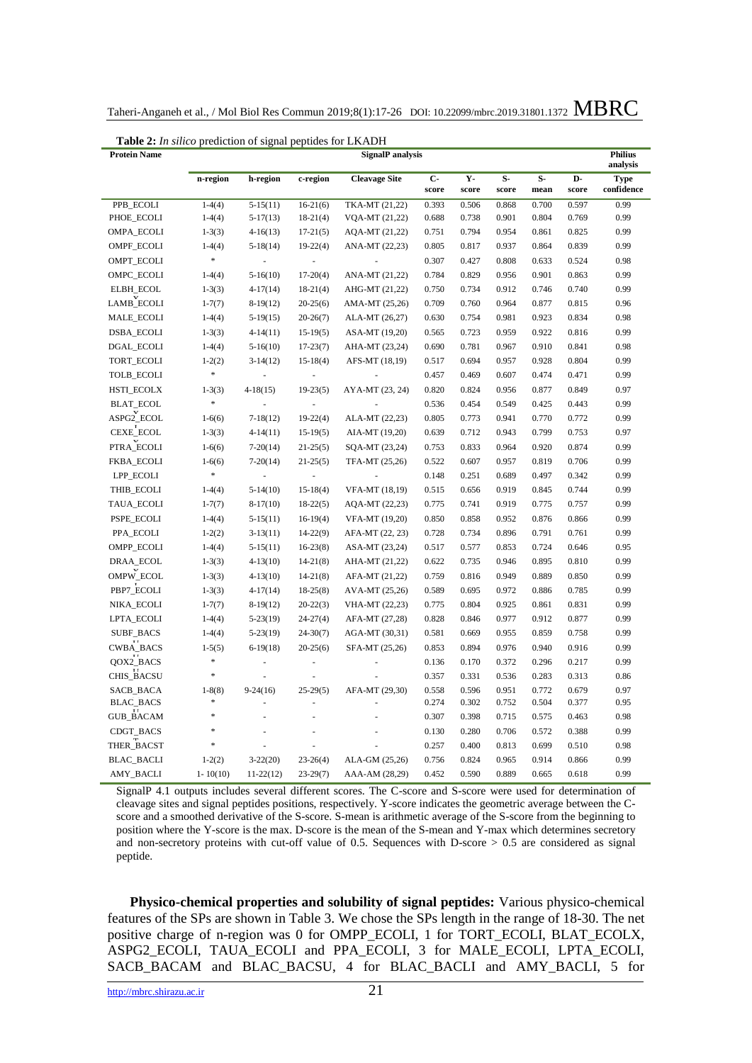**Table 2:** *In silico* prediction of signal peptides for LKADH

| Protein Name | SignalP analysis | | | | | | | | | Philius analysis |
|---|---|---|---|---|---|---|---|---|---|---|
| | n-region | h-region | c-region | Cleavage Site | C-score | Y-score | S-score | S-mean | D-score | Type confidence |
| PPB_ECOLI | 1-4(4) | 5-15(11) | 16-21(6) | TKA-MT (21,22) | 0.393 | 0.506 | 0.868 | 0.700 | 0.597 | 0.99 |
| PHOE_ECOLI | 1-4(4) | 5-17(13) | 18-21(4) | VQA-MT (21,22) | 0.688 | 0.738 | 0.901 | 0.804 | 0.769 | 0.99 |
| OMPA_ECOLI | 1-3(3) | 4-16(13) | 17-21(5) | AQA-MT (21,22) | 0.751 | 0.794 | 0.954 | 0.861 | 0.825 | 0.99 |
| OMPF_ECOLI | 1-4(4) | 5-18(14) | 19-22(4) | ANA-MT (22,23) | 0.805 | 0.817 | 0.937 | 0.864 | 0.839 | 0.99 |
| OMPT_ECOLI | * | - | - | - | 0.307 | 0.427 | 0.808 | 0.633 | 0.524 | 0.98 |
| OMPC_ECOLI | 1-4(4) | 5-16(10) | 17-20(4) | ANA-MT (21,22) | 0.784 | 0.829 | 0.956 | 0.901 | 0.863 | 0.99 |
| ELBH_ECOL | 1-3(3) | 4-17(14) | 18-21(4) | AHG-MT (21,22) | 0.750 | 0.734 | 0.912 | 0.746 | 0.740 | 0.99 |
| LAMB_ECOLI | 1-7(7) | 8-19(12) | 20-25(6) | AMA-MT (25,26) | 0.709 | 0.760 | 0.964 | 0.877 | 0.815 | 0.96 |
| MALE_ECOLI | 1-4(4) | 5-19(15) | 20-26(7) | ALA-MT (26,27) | 0.630 | 0.754 | 0.981 | 0.923 | 0.834 | 0.98 |
| DSBA_ECOLI | 1-3(3) | 4-14(11) | 15-19(5) | ASA-MT (19,20) | 0.565 | 0.723 | 0.959 | 0.922 | 0.816 | 0.99 |
| DGAL_ECOLI | 1-4(4) | 5-16(10) | 17-23(7) | AHA-MT (23,24) | 0.690 | 0.781 | 0.967 | 0.910 | 0.841 | 0.98 |
| TORT_ECOLI | 1-2(2) | 3-14(12) | 15-18(4) | AFS-MT (18,19) | 0.517 | 0.694 | 0.957 | 0.928 | 0.804 | 0.99 |
| TOLB_ECOLI | * | - | - | - | 0.457 | 0.469 | 0.607 | 0.474 | 0.471 | 0.99 |
| HSTI_ECOLX | 1-3(3) | 4-18(15) | 19-23(5) | AYA-MT (23, 24) | 0.820 | 0.824 | 0.956 | 0.877 | 0.849 | 0.97 |
| BLAT_ECOL | * | - | - | - | 0.536 | 0.454 | 0.549 | 0.425 | 0.443 | 0.99 |
| ASPG2_ECOL | 1-6(6) | 7-18(12) | 19-22(4) | ALA-MT (22,23) | 0.805 | 0.773 | 0.941 | 0.770 | 0.772 | 0.99 |
| CEXE_ECOL | 1-3(3) | 4-14(11) | 15-19(5) | AIA-MT (19,20) | 0.639 | 0.712 | 0.943 | 0.799 | 0.753 | 0.97 |
| PTRA_ECOLI | 1-6(6) | 7-20(14) | 21-25(5) | SQA-MT (23,24) | 0.753 | 0.833 | 0.964 | 0.920 | 0.874 | 0.99 |
| FKBA_ECOLI | 1-6(6) | 7-20(14) | 21-25(5) | TFA-MT (25,26) | 0.522 | 0.607 | 0.957 | 0.819 | 0.706 | 0.99 |
| LPP_ECOLI | * | - | - | - | 0.148 | 0.251 | 0.689 | 0.497 | 0.342 | 0.99 |
| THIB_ECOLI | 1-4(4) | 5-14(10) | 15-18(4) | VFA-MT (18,19) | 0.515 | 0.656 | 0.919 | 0.845 | 0.744 | 0.99 |
| TAUA_ECOLI | 1-7(7) | 8-17(10) | 18-22(5) | AQA-MT (22,23) | 0.775 | 0.741 | 0.919 | 0.775 | 0.757 | 0.99 |
| PSPE_ECOLI | 1-4(4) | 5-15(11) | 16-19(4) | VFA-MT (19,20) | 0.850 | 0.858 | 0.952 | 0.876 | 0.866 | 0.99 |
| PPA_ECOLI | 1-2(2) | 3-13(11) | 14-22(9) | AFA-MT (22, 23) | 0.728 | 0.734 | 0.896 | 0.791 | 0.761 | 0.99 |
| OMPP_ECOLI | 1-4(4) | 5-15(11) | 16-23(8) | ASA-MT (23,24) | 0.517 | 0.577 | 0.853 | 0.724 | 0.646 | 0.95 |
| DRAA_ECOL | 1-3(3) | 4-13(10) | 14-21(8) | AHA-MT (21,22) | 0.622 | 0.735 | 0.946 | 0.895 | 0.810 | 0.99 |
| OMPW_ECOL | 1-3(3) | 4-13(10) | 14-21(8) | AFA-MT (21,22) | 0.759 | 0.816 | 0.949 | 0.889 | 0.850 | 0.99 |
| PBP7_ECOLI | 1-3(3) | 4-17(14) | 18-25(8) | AVA-MT (25,26) | 0.589 | 0.695 | 0.972 | 0.886 | 0.785 | 0.99 |
| NIKA_ECOLI | 1-7(7) | 8-19(12) | 20-22(3) | VHA-MT (22,23) | 0.775 | 0.804 | 0.925 | 0.861 | 0.831 | 0.99 |
| LPTA_ECOLI | 1-4(4) | 5-23(19) | 24-27(4) | AFA-MT (27,28) | 0.828 | 0.846 | 0.977 | 0.912 | 0.877 | 0.99 |
| SUBF_BACS | 1-4(4) | 5-23(19) | 24-30(7) | AGA-MT (30,31) | 0.581 | 0.669 | 0.955 | 0.859 | 0.758 | 0.99 |
| CWBA_BACS | 1-5(5) | 6-19(18) | 20-25(6) | SFA-MT (25,26) | 0.853 | 0.894 | 0.976 | 0.940 | 0.916 | 0.99 |
| QOX2_BACS | * | - | - | - | 0.136 | 0.170 | 0.372 | 0.296 | 0.217 | 0.99 |
| CHIS_BACSU | * | - | - | - | 0.357 | 0.331 | 0.536 | 0.283 | 0.313 | 0.86 |
| SACB_BACA | 1-8(8) | 9-24(16) | 25-29(5) | AFA-MT (29,30) | 0.558 | 0.596 | 0.951 | 0.772 | 0.679 | 0.97 |
| BLAC_BACS | * | - | - | - | 0.274 | 0.302 | 0.752 | 0.504 | 0.377 | 0.95 |
| GUB_BACAM | * | - | - | - | 0.307 | 0.398 | 0.715 | 0.575 | 0.463 | 0.98 |
| CDGT_BACS | * | - | - | - | 0.130 | 0.280 | 0.706 | 0.572 | 0.388 | 0.99 |
| THER_BACST | * | - | - | - | 0.257 | 0.400 | 0.813 | 0.699 | 0.510 | 0.98 |
| BLAC_BACLI | 1-2(2) | 3-22(20) | 23-26(4) | ALA-GM (25,26) | 0.756 | 0.824 | 0.965 | 0.914 | 0.866 | 0.99 |
| AMY_BACLI | 1- 10(10) | 11-22(12) | 23-29(7) | AAA-AM (28,29) | 0.452 | 0.590 | 0.889 | 0.665 | 0.618 | 0.99 |

SignalP 4.1 outputs includes several different scores. The C-score and S-score were used for determination of cleavage sites and signal peptides positions, respectively. Y-score indicates the geometric average between the C-score and a smoothed derivative of the S-score. S-mean is arithmetic average of the S-score from the beginning to position where the Y-score is the max. D-score is the mean of the S-mean and Y-max which determines secretory and non-secretory proteins with cut-off value of 0.5. Sequences with D-score > 0.5 are considered as signal peptide.

**Physico-chemical properties and solubility of signal peptides:** Various physico-chemical features of the SPs are shown in Table 3. We chose the SPs length in the range of 18-30. The net positive charge of n-region was 0 for OMPP_ECOLI, 1 for TORT_ECOLI, BLAT_ECOLX, ASPG2_ECOLI, TAUA_ECOLI and PPA_ECOLI, 3 for MALE_ECOLI, LPTA_ECOLI, SACB_BACAM and BLAC_BACSU, 4 for BLAC_BACLI and AMY_BACLI, 5 for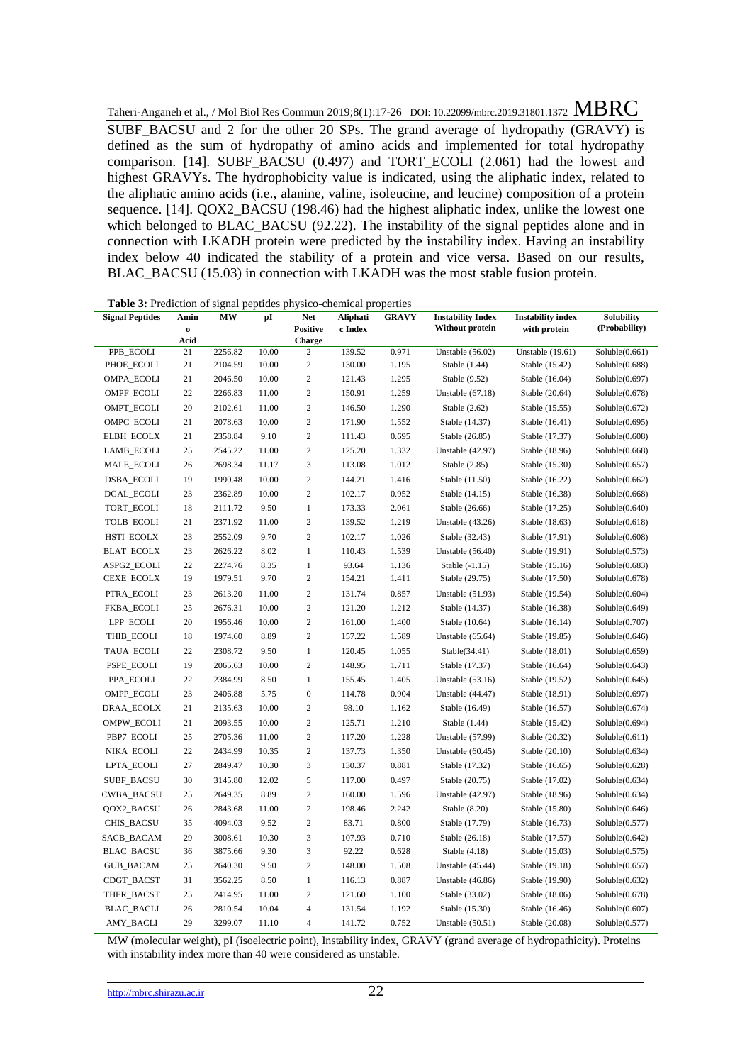SUBF_BACSU and 2 for the other 20 SPs. The grand average of hydropathy (GRAVY) is defined as the sum of hydropathy of amino acids and implemented for total hydropathy comparison. [14]. SUBF_BACSU (0.497) and TORT_ECOLI (2.061) had the lowest and highest GRAVYs. The hydrophobicity value is indicated, using the aliphatic index, related to the aliphatic amino acids (i.e., alanine, valine, isoleucine, and leucine) composition of a protein sequence. [14]. QOX2_BACSU (198.46) had the highest aliphatic index, unlike the lowest one which belonged to BLAC_BACSU (92.22). The instability of the signal peptides alone and in connection with LKADH protein were predicted by the instability index. Having an instability index below 40 indicated the stability of a protein and vice versa. Based on our results, BLAC_BACSU (15.03) in connection with LKADH was the most stable fusion protein.

**Table 3:** Prediction of signal peptides physico-chemical properties

| Signal Peptides | Amino Acid | MW | pI | Net Positive Charge | Aliphatic Index | GRAVY | Instability Index Without protein | Instability index with protein | Solubility (Probability) |
|---|---|---|---|---|---|---|---|---|---|
| PPB_ECOLI | 21 | 2256.82 | 10.00 | 2 | 139.52 | 0.971 | Unstable (56.02) | Unstable (19.61) | Soluble(0.661) |
| PHOE_ECOLI | 21 | 2104.59 | 10.00 | 2 | 130.00 | 1.195 | Stable (1.44) | Stable (15.42) | Soluble(0.688) |
| OMPA_ECOLI | 21 | 2046.50 | 10.00 | 2 | 121.43 | 1.295 | Stable (9.52) | Stable (16.04) | Soluble(0.697) |
| OMPF_ECOLI | 22 | 2266.83 | 11.00 | 2 | 150.91 | 1.259 | Unstable (67.18) | Stable (20.64) | Soluble(0.678) |
| OMPT_ECOLI | 20 | 2102.61 | 11.00 | 2 | 146.50 | 1.290 | Stable (2.62) | Stable (15.55) | Soluble(0.672) |
| OMPC_ECOLI | 21 | 2078.63 | 10.00 | 2 | 171.90 | 1.552 | Stable (14.37) | Stable (16.41) | Soluble(0.695) |
| ELBH_ECOLX | 21 | 2358.84 | 9.10 | 2 | 111.43 | 0.695 | Stable (26.85) | Stable (17.37) | Soluble(0.608) |
| LAMB_ECOLI | 25 | 2545.22 | 11.00 | 2 | 125.20 | 1.332 | Unstable (42.97) | Stable (18.96) | Soluble(0.668) |
| MALE_ECOLI | 26 | 2698.34 | 11.17 | 3 | 113.08 | 1.012 | Stable (2.85) | Stable (15.30) | Soluble(0.657) |
| DSBA_ECOLI | 19 | 1990.48 | 10.00 | 2 | 144.21 | 1.416 | Stable (11.50) | Stable (16.22) | Soluble(0.662) |
| DGAL_ECOLI | 23 | 2362.89 | 10.00 | 2 | 102.17 | 0.952 | Stable (14.15) | Stable (16.38) | Soluble(0.668) |
| TORT_ECOLI | 18 | 2111.72 | 9.50 | 1 | 173.33 | 2.061 | Stable (26.66) | Stable (17.25) | Soluble(0.640) |
| TOLB_ECOLI | 21 | 2371.92 | 11.00 | 2 | 139.52 | 1.219 | Unstable (43.26) | Stable (18.63) | Soluble(0.618) |
| HSTI_ECOLX | 23 | 2552.09 | 9.70 | 2 | 102.17 | 1.026 | Stable (32.43) | Stable (17.91) | Soluble(0.608) |
| BLAT_ECOLX | 23 | 2626.22 | 8.02 | 1 | 110.43 | 1.539 | Unstable (56.40) | Stable (19.91) | Soluble(0.573) |
| ASPG2_ECOLI | 22 | 2274.76 | 8.35 | 1 | 93.64 | 1.136 | Stable (-1.15) | Stable (15.16) | Soluble(0.683) |
| CEXE_ECOLX | 19 | 1979.51 | 9.70 | 2 | 154.21 | 1.411 | Stable (29.75) | Stable (17.50) | Soluble(0.678) |
| PTRA_ECOLI | 23 | 2613.20 | 11.00 | 2 | 131.74 | 0.857 | Unstable (51.93) | Stable (19.54) | Soluble(0.604) |
| FKBA_ECOLI | 25 | 2676.31 | 10.00 | 2 | 121.20 | 1.212 | Stable (14.37) | Stable (16.38) | Soluble(0.649) |
| LPP_ECOLI | 20 | 1956.46 | 10.00 | 2 | 161.00 | 1.400 | Stable (10.64) | Stable (16.14) | Soluble(0.707) |
| THIB_ECOLI | 18 | 1974.60 | 8.89 | 2 | 157.22 | 1.589 | Unstable (65.64) | Stable (19.85) | Soluble(0.646) |
| TAUA_ECOLI | 22 | 2308.72 | 9.50 | 1 | 120.45 | 1.055 | Stable(34.41) | Stable (18.01) | Soluble(0.659) |
| PSPE_ECOLI | 19 | 2065.63 | 10.00 | 2 | 148.95 | 1.711 | Stable (17.37) | Stable (16.64) | Soluble(0.643) |
| PPA_ECOLI | 22 | 2384.99 | 8.50 | 1 | 155.45 | 1.405 | Unstable (53.16) | Stable (19.52) | Soluble(0.645) |
| OMPP_ECOLI | 23 | 2406.88 | 5.75 | 0 | 114.78 | 0.904 | Unstable (44.47) | Stable (18.91) | Soluble(0.697) |
| DRAA_ECOLX | 21 | 2135.63 | 10.00 | 2 | 98.10 | 1.162 | Stable (16.49) | Stable (16.57) | Soluble(0.674) |
| OMPW_ECOLI | 21 | 2093.55 | 10.00 | 2 | 125.71 | 1.210 | Stable (1.44) | Stable (15.42) | Soluble(0.694) |
| PBP7_ECOLI | 25 | 2705.36 | 11.00 | 2 | 117.20 | 1.228 | Unstable (57.99) | Stable (20.32) | Soluble(0.611) |
| NIKA_ECOLI | 22 | 2434.99 | 10.35 | 2 | 137.73 | 1.350 | Unstable (60.45) | Stable (20.10) | Soluble(0.634) |
| LPTA_ECOLI | 27 | 2849.47 | 10.30 | 3 | 130.37 | 0.881 | Stable (17.32) | Stable (16.65) | Soluble(0.628) |
| SUBF_BACSU | 30 | 3145.80 | 12.02 | 5 | 117.00 | 0.497 | Stable (20.75) | Stable (17.02) | Soluble(0.634) |
| CWBA_BACSU | 25 | 2649.35 | 8.89 | 2 | 160.00 | 1.596 | Unstable (42.97) | Stable (18.96) | Soluble(0.634) |
| QOX2_BACSU | 26 | 2843.68 | 11.00 | 2 | 198.46 | 2.242 | Stable (8.20) | Stable (15.80) | Soluble(0.646) |
| CHIS_BACSU | 35 | 4094.03 | 9.52 | 2 | 83.71 | 0.800 | Stable (17.79) | Stable (16.73) | Soluble(0.577) |
| SACB_BACAM | 29 | 3008.61 | 10.30 | 3 | 107.93 | 0.710 | Stable (26.18) | Stable (17.57) | Soluble(0.642) |
| BLAC_BACSU | 36 | 3875.66 | 9.30 | 3 | 92.22 | 0.628 | Stable (4.18) | Stable (15.03) | Soluble(0.575) |
| GUB_BACAM | 25 | 2640.30 | 9.50 | 2 | 148.00 | 1.508 | Unstable (45.44) | Stable (19.18) | Soluble(0.657) |
| CDGT_BACST | 31 | 3562.25 | 8.50 | 1 | 116.13 | 0.887 | Unstable (46.86) | Stable (19.90) | Soluble(0.632) |
| THER_BACST | 25 | 2414.95 | 11.00 | 2 | 121.60 | 1.100 | Stable (33.02) | Stable (18.06) | Soluble(0.678) |
| BLAC_BACLI | 26 | 2810.54 | 10.04 | 4 | 131.54 | 1.192 | Stable (15.30) | Stable (16.46) | Soluble(0.607) |
| AMY_BACLI | 29 | 3299.07 | 11.10 | 4 | 141.72 | 0.752 | Unstable (50.51) | Stable (20.08) | Soluble(0.577) |

MW (molecular weight), pI (isoelectric point), Instability index, GRAVY (grand average of hydropathicity). Proteins with instability index more than 40 were considered as unstable.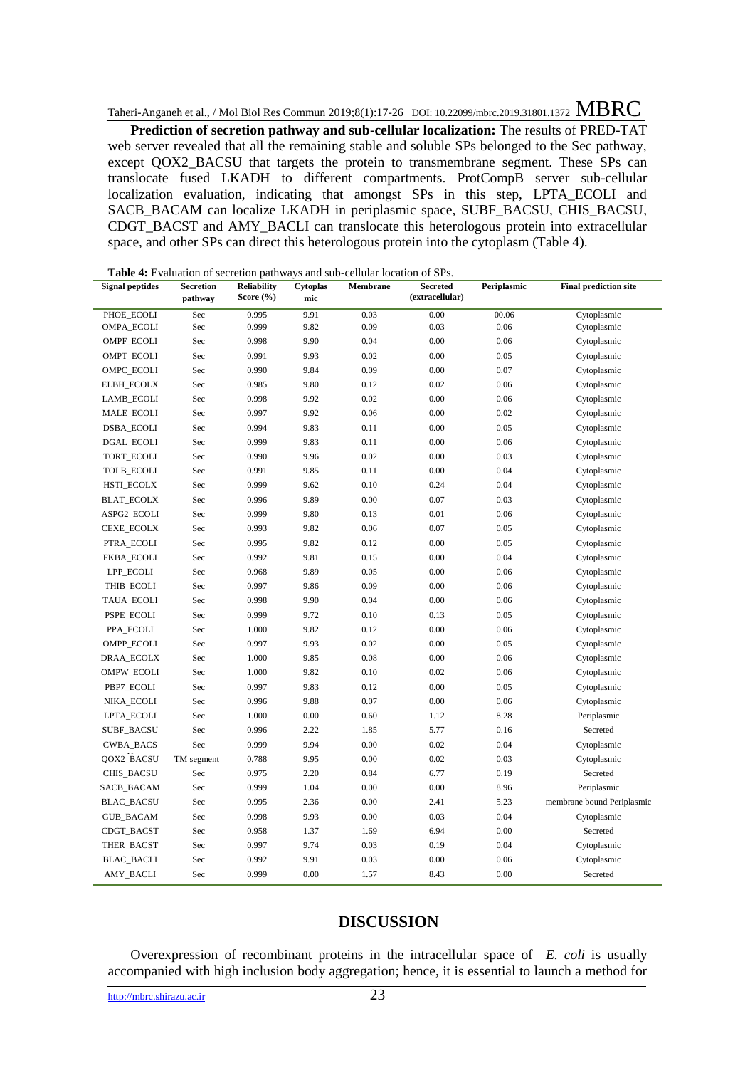**Prediction of secretion pathway and sub-cellular localization:** The results of PRED-TAT web server revealed that all the remaining stable and soluble SPs belonged to the Sec pathway, except QOX2_BACSU that targets the protein to transmembrane segment. These SPs can translocate fused LKADH to different compartments. ProtCompB server sub-cellular localization evaluation, indicating that amongst SPs in this step, LPTA_ECOLI and SACB_BACAM can localize LKADH in periplasmic space, SUBF_BACSU, CHIS_BACSU, CDGT_BACST and AMY_BACLI can translocate this heterologous protein into extracellular space, and other SPs can direct this heterologous protein into the cytoplasm (Table 4).

**Table 4:** Evaluation of secretion pathways and sub-cellular location of SPs.

| Signal peptides | Secretion pathway | Reliability Score (%) | Cytoplasmic | Membrane | Secreted (extracellular) | Periplasmic | Final prediction site |
|---|---|---|---|---|---|---|---|
| PHOE_ECOLI | Sec | 0.995 | 9.91 | 0.03 | 0.00 | 00.06 | Cytoplasmic |
| OMPA_ECOLI | Sec | 0.999 | 9.82 | 0.09 | 0.03 | 0.06 | Cytoplasmic |
| OMPF_ECOLI | Sec | 0.998 | 9.90 | 0.04 | 0.00 | 0.06 | Cytoplasmic |
| OMPT_ECOLI | Sec | 0.991 | 9.93 | 0.02 | 0.00 | 0.05 | Cytoplasmic |
| OMPC_ECOLI | Sec | 0.990 | 9.84 | 0.09 | 0.00 | 0.07 | Cytoplasmic |
| ELBH_ECOLX | Sec | 0.985 | 9.80 | 0.12 | 0.02 | 0.06 | Cytoplasmic |
| LAMB_ECOLI | Sec | 0.998 | 9.92 | 0.02 | 0.00 | 0.06 | Cytoplasmic |
| MALE_ECOLI | Sec | 0.997 | 9.92 | 0.06 | 0.00 | 0.02 | Cytoplasmic |
| DSBA_ECOLI | Sec | 0.994 | 9.83 | 0.11 | 0.00 | 0.05 | Cytoplasmic |
| DGAL_ECOLI | Sec | 0.999 | 9.83 | 0.11 | 0.00 | 0.06 | Cytoplasmic |
| TORT_ECOLI | Sec | 0.990 | 9.96 | 0.02 | 0.00 | 0.03 | Cytoplasmic |
| TOLB_ECOLI | Sec | 0.991 | 9.85 | 0.11 | 0.00 | 0.04 | Cytoplasmic |
| HSTI_ECOLX | Sec | 0.999 | 9.62 | 0.10 | 0.24 | 0.04 | Cytoplasmic |
| BLAT_ECOLX | Sec | 0.996 | 9.89 | 0.00 | 0.07 | 0.03 | Cytoplasmic |
| ASPG2_ECOLI | Sec | 0.999 | 9.80 | 0.13 | 0.01 | 0.06 | Cytoplasmic |
| CEXE_ECOLX | Sec | 0.993 | 9.82 | 0.06 | 0.07 | 0.05 | Cytoplasmic |
| PTRA_ECOLI | Sec | 0.995 | 9.82 | 0.12 | 0.00 | 0.05 | Cytoplasmic |
| FKBA_ECOLI | Sec | 0.992 | 9.81 | 0.15 | 0.00 | 0.04 | Cytoplasmic |
| LPP_ECOLI | Sec | 0.968 | 9.89 | 0.05 | 0.00 | 0.06 | Cytoplasmic |
| THIB_ECOLI | Sec | 0.997 | 9.86 | 0.09 | 0.00 | 0.06 | Cytoplasmic |
| TAUA_ECOLI | Sec | 0.998 | 9.90 | 0.04 | 0.00 | 0.06 | Cytoplasmic |
| PSPE_ECOLI | Sec | 0.999 | 9.72 | 0.10 | 0.13 | 0.05 | Cytoplasmic |
| PPA_ECOLI | Sec | 1.000 | 9.82 | 0.12 | 0.00 | 0.06 | Cytoplasmic |
| OMPP_ECOLI | Sec | 0.997 | 9.93 | 0.02 | 0.00 | 0.05 | Cytoplasmic |
| DRAA_ECOLX | Sec | 1.000 | 9.85 | 0.08 | 0.00 | 0.06 | Cytoplasmic |
| OMPW_ECOLI | Sec | 1.000 | 9.82 | 0.10 | 0.02 | 0.06 | Cytoplasmic |
| PBP7_ECOLI | Sec | 0.997 | 9.83 | 0.12 | 0.00 | 0.05 | Cytoplasmic |
| NIKA_ECOLI | Sec | 0.996 | 9.88 | 0.07 | 0.00 | 0.06 | Cytoplasmic |
| LPTA_ECOLI | Sec | 1.000 | 0.00 | 0.60 | 1.12 | 8.28 | Periplasmic |
| SUBF_BACSU | Sec | 0.996 | 2.22 | 1.85 | 5.77 | 0.16 | Secreted |
| CWBA_BACS | Sec | 0.999 | 9.94 | 0.00 | 0.02 | 0.04 | Cytoplasmic |
| QOX2_BACSU | TM segment | 0.788 | 9.95 | 0.00 | 0.02 | 0.03 | Cytoplasmic |
| CHIS_BACSU | Sec | 0.975 | 2.20 | 0.84 | 6.77 | 0.19 | Secreted |
| SACB_BACAM | Sec | 0.999 | 1.04 | 0.00 | 0.00 | 8.96 | Periplasmic |
| BLAC_BACSU | Sec | 0.995 | 2.36 | 0.00 | 2.41 | 5.23 | membrane bound Periplasmic |
| GUB_BACAM | Sec | 0.998 | 9.93 | 0.00 | 0.03 | 0.04 | Cytoplasmic |
| CDGT_BACST | Sec | 0.958 | 1.37 | 1.69 | 6.94 | 0.00 | Secreted |
| THER_BACST | Sec | 0.997 | 9.74 | 0.03 | 0.19 | 0.04 | Cytoplasmic |
| BLAC_BACLI | Sec | 0.992 | 9.91 | 0.03 | 0.00 | 0.06 | Cytoplasmic |
| AMY_BACLI | Sec | 0.999 | 0.00 | 1.57 | 8.43 | 0.00 | Secreted |

## DISCUSSION

Overexpression of recombinant proteins in the intracellular space of *E. coli* is usually accompanied with high inclusion body aggregation; hence, it is essential to launch a method for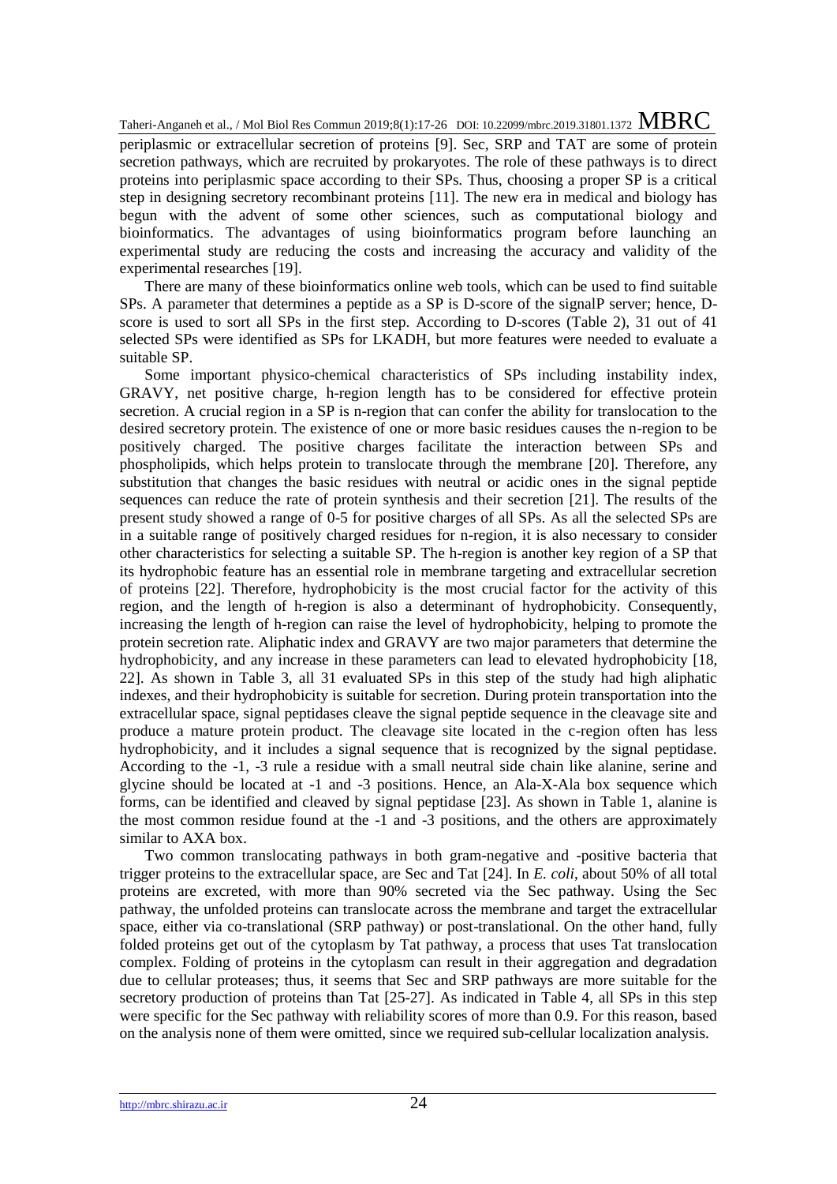periplasmic or extracellular secretion of proteins [9]. Sec, SRP and TAT are some of protein secretion pathways, which are recruited by prokaryotes. The role of these pathways is to direct proteins into periplasmic space according to their SPs. Thus, choosing a proper SP is a critical step in designing secretory recombinant proteins [11]. The new era in medical and biology has begun with the advent of some other sciences, such as computational biology and bioinformatics. The advantages of using bioinformatics program before launching an experimental study are reducing the costs and increasing the accuracy and validity of the experimental researches [19].

There are many of these bioinformatics online web tools, which can be used to find suitable SPs. A parameter that determines a peptide as a SP is D-score of the signalP server; hence, D-score is used to sort all SPs in the first step. According to D-scores (Table 2), 31 out of 41 selected SPs were identified as SPs for LKADH, but more features were needed to evaluate a suitable SP.

Some important physico-chemical characteristics of SPs including instability index, GRAVY, net positive charge, h-region length has to be considered for effective protein secretion. A crucial region in a SP is n-region that can confer the ability for translocation to the desired secretory protein. The existence of one or more basic residues causes the n-region to be positively charged. The positive charges facilitate the interaction between SPs and phospholipids, which helps protein to translocate through the membrane [20]. Therefore, any substitution that changes the basic residues with neutral or acidic ones in the signal peptide sequences can reduce the rate of protein synthesis and their secretion [21]. The results of the present study showed a range of 0-5 for positive charges of all SPs. As all the selected SPs are in a suitable range of positively charged residues for n-region, it is also necessary to consider other characteristics for selecting a suitable SP. The h-region is another key region of a SP that its hydrophobic feature has an essential role in membrane targeting and extracellular secretion of proteins [22]. Therefore, hydrophobicity is the most crucial factor for the activity of this region, and the length of h-region is also a determinant of hydrophobicity. Consequently, increasing the length of h-region can raise the level of hydrophobicity, helping to promote the protein secretion rate. Aliphatic index and GRAVY are two major parameters that determine the hydrophobicity, and any increase in these parameters can lead to elevated hydrophobicity [18, 22]. As shown in Table 3, all 31 evaluated SPs in this step of the study had high aliphatic indexes, and their hydrophobicity is suitable for secretion. During protein transportation into the extracellular space, signal peptidases cleave the signal peptide sequence in the cleavage site and produce a mature protein product. The cleavage site located in the c-region often has less hydrophobicity, and it includes a signal sequence that is recognized by the signal peptidase. According to the -1, -3 rule a residue with a small neutral side chain like alanine, serine and glycine should be located at -1 and -3 positions. Hence, an Ala-X-Ala box sequence which forms, can be identified and cleaved by signal peptidase [23]. As shown in Table 1, alanine is the most common residue found at the -1 and -3 positions, and the others are approximately similar to AXA box.

Two common translocating pathways in both gram-negative and -positive bacteria that trigger proteins to the extracellular space, are Sec and Tat [24]. In *E. coli*, about 50% of all total proteins are excreted, with more than 90% secreted via the Sec pathway. Using the Sec pathway, the unfolded proteins can translocate across the membrane and target the extracellular space, either via co-translational (SRP pathway) or post-translational. On the other hand, fully folded proteins get out of the cytoplasm by Tat pathway, a process that uses Tat translocation complex. Folding of proteins in the cytoplasm can result in their aggregation and degradation due to cellular proteases; thus, it seems that Sec and SRP pathways are more suitable for the secretory production of proteins than Tat [25-27]. As indicated in Table 4, all SPs in this step were specific for the Sec pathway with reliability scores of more than 0.9. For this reason, based on the analysis none of them were omitted, since we required sub-cellular localization analysis.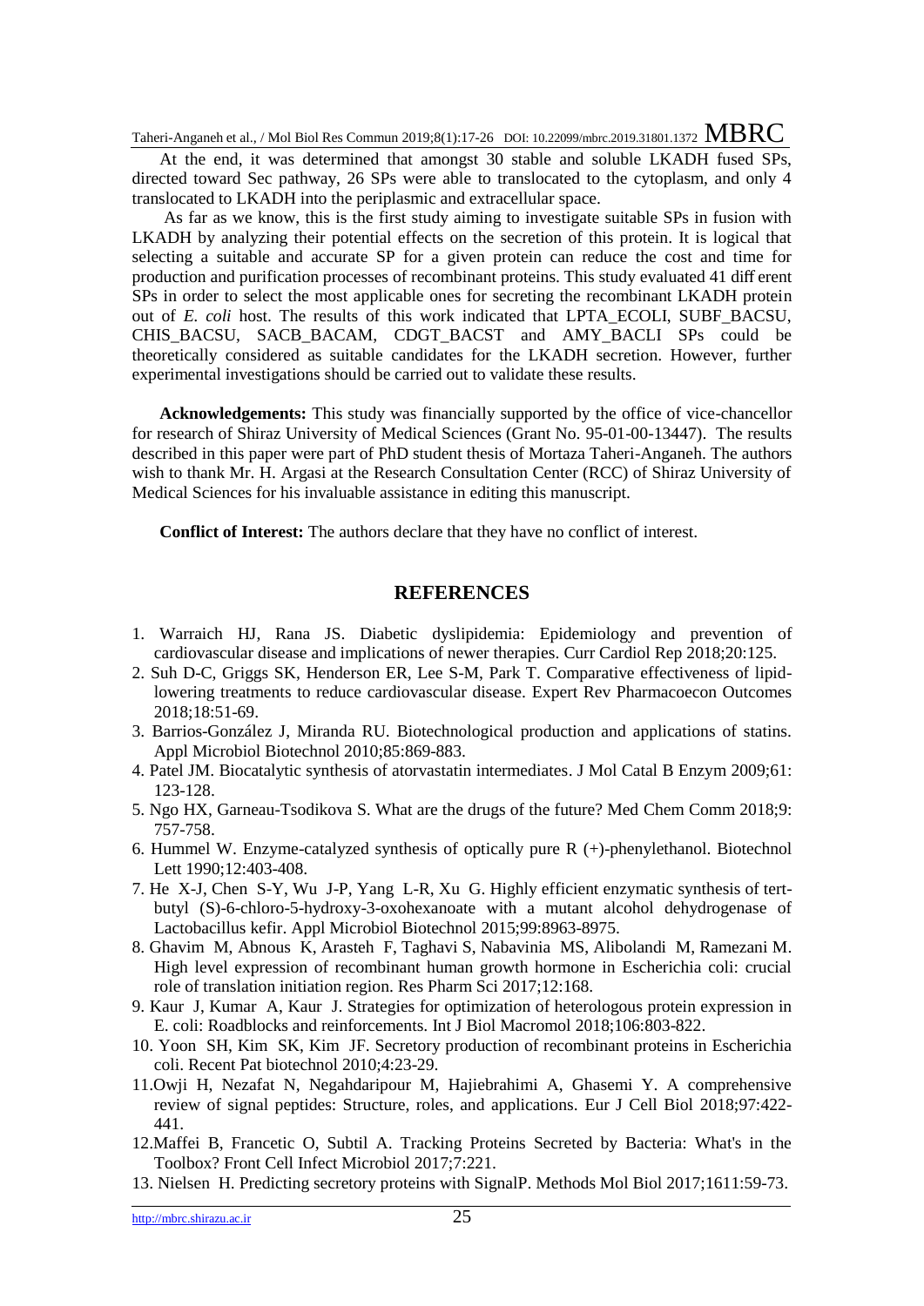At the end, it was determined that amongst 30 stable and soluble LKADH fused SPs, directed toward Sec pathway, 26 SPs were able to translocated to the cytoplasm, and only 4 translocated to LKADH into the periplasmic and extracellular space.

As far as we know, this is the first study aiming to investigate suitable SPs in fusion with LKADH by analyzing their potential effects on the secretion of this protein. It is logical that selecting a suitable and accurate SP for a given protein can reduce the cost and time for production and purification processes of recombinant proteins. This study evaluated 41 different SPs in order to select the most applicable ones for secreting the recombinant LKADH protein out of *E. coli* host. The results of this work indicated that LPTA_ECOLI, SUBF_BACSU, CHIS_BACSU, SACB_BACAM, CDGT_BACST and AMY_BACLI SPs could be theoretically considered as suitable candidates for the LKADH secretion. However, further experimental investigations should be carried out to validate these results.

**Acknowledgements:** This study was financially supported by the office of vice-chancellor for research of Shiraz University of Medical Sciences (Grant No. 95-01-00-13447). The results described in this paper were part of PhD student thesis of Mortaza Taheri-Anganeh. The authors wish to thank Mr. H. Argasi at the Research Consultation Center (RCC) of Shiraz University of Medical Sciences for his invaluable assistance in editing this manuscript.

**Conflict of Interest:** The authors declare that they have no conflict of interest.

## REFERENCES

1. Warraich HJ, Rana JS. Diabetic dyslipidemia: Epidemiology and prevention of cardiovascular disease and implications of newer therapies. Curr Cardiol Rep 2018;20:125.
2. Suh D-C, Griggs SK, Henderson ER, Lee S-M, Park T. Comparative effectiveness of lipid-lowering treatments to reduce cardiovascular disease. Expert Rev Pharmacoecon Outcomes 2018;18:51-69.
3. Barrios-González J, Miranda RU. Biotechnological production and applications of statins. Appl Microbiol Biotechnol 2010;85:869-883.
4. Patel JM. Biocatalytic synthesis of atorvastatin intermediates. J Mol Catal B Enzym 2009;61: 123-128.
5. Ngo HX, Garneau-Tsodikova S. What are the drugs of the future? Med Chem Comm 2018;9: 757-758.
6. Hummel W. Enzyme-catalyzed synthesis of optically pure R (+)-phenylethanol. Biotechnol Lett 1990;12:403-408.
7. He X-J, Chen S-Y, Wu J-P, Yang L-R, Xu G. Highly efficient enzymatic synthesis of tert-butyl (S)-6-chloro-5-hydroxy-3-oxohexanoate with a mutant alcohol dehydrogenase of Lactobacillus kefir. Appl Microbiol Biotechnol 2015;99:8963-8975.
8. Ghavim M, Abnous K, Arasteh F, Taghavi S, Nabavinia MS, Alibolandi M, Ramezani M. High level expression of recombinant human growth hormone in Escherichia coli: crucial role of translation initiation region. Res Pharm Sci 2017;12:168.
9. Kaur J, Kumar A, Kaur J. Strategies for optimization of heterologous protein expression in E. coli: Roadblocks and reinforcements. Int J Biol Macromol 2018;106:803-822.
10. Yoon SH, Kim SK, Kim JF. Secretory production of recombinant proteins in Escherichia coli. Recent Pat biotechnol 2010;4:23-29.
11. Owji H, Nezafat N, Negahdaripour M, Hajiebrahimi A, Ghasemi Y. A comprehensive review of signal peptides: Structure, roles, and applications. Eur J Cell Biol 2018;97:422-441.
12. Maffei B, Francetic O, Subtil A. Tracking Proteins Secreted by Bacteria: What's in the Toolbox? Front Cell Infect Microbiol 2017;7:221.
13. Nielsen H. Predicting secretory proteins with SignalP. Methods Mol Biol 2017;1611:59-73.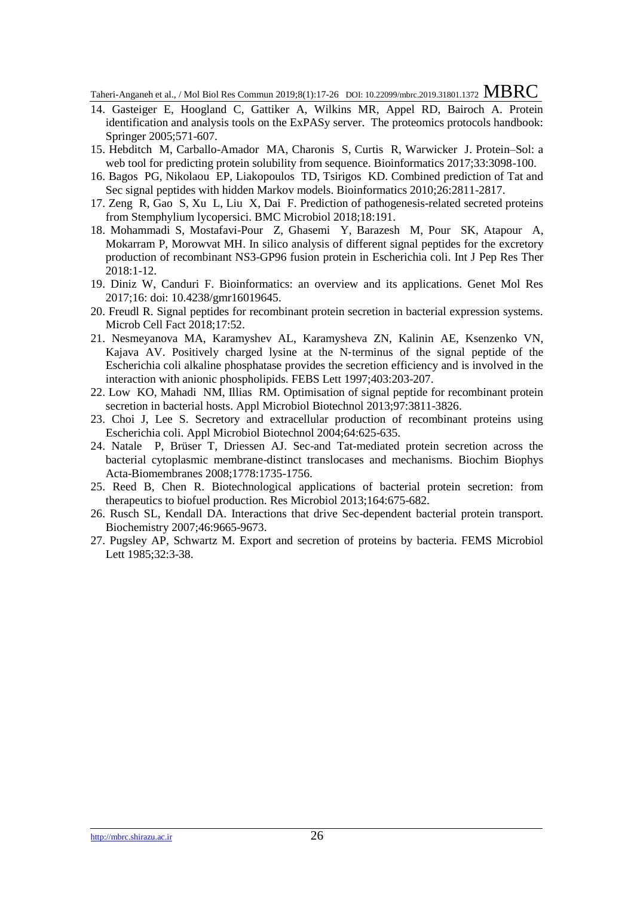14. Gasteiger E, Hoogland C, Gattiker A, Wilkins MR, Appel RD, Bairoch A. Protein identification and analysis tools on the ExPASy server. The proteomics protocols handbook: Springer 2005;571-607.
15. Hebditch M, Carballo-Amador MA, Charonis S, Curtis R, Warwicker J. Protein–Sol: a web tool for predicting protein solubility from sequence. Bioinformatics 2017;33:3098-100.
16. Bagos PG, Nikolaou EP, Liakopoulos TD, Tsirigos KD. Combined prediction of Tat and Sec signal peptides with hidden Markov models. Bioinformatics 2010;26:2811-2817.
17. Zeng R, Gao S, Xu L, Liu X, Dai F. Prediction of pathogenesis-related secreted proteins from Stemphylium lycopersici. BMC Microbiol 2018;18:191.
18. Mohammadi S, Mostafavi-Pour Z, Ghasemi Y, Barazesh M, Pour SK, Atapour A, Mokarram P, Morowvat MH. In silico analysis of different signal peptides for the excretory production of recombinant NS3-GP96 fusion protein in Escherichia coli. Int J Pep Res Ther 2018:1-12.
19. Diniz W, Canduri F. Bioinformatics: an overview and its applications. Genet Mol Res 2017;16: doi: 10.4238/gmr16019645.
20. Freudl R. Signal peptides for recombinant protein secretion in bacterial expression systems. Microb Cell Fact 2018;17:52.
21. Nesmeyanova MA, Karamyshev AL, Karamysheva ZN, Kalinin AE, Ksenzenko VN, Kajava AV. Positively charged lysine at the N-terminus of the signal peptide of the Escherichia coli alkaline phosphatase provides the secretion efficiency and is involved in the interaction with anionic phospholipids. FEBS Lett 1997;403:203-207.
22. Low KO, Mahadi NM, Illias RM. Optimisation of signal peptide for recombinant protein secretion in bacterial hosts. Appl Microbiol Biotechnol 2013;97:3811-3826.
23. Choi J, Lee S. Secretory and extracellular production of recombinant proteins using Escherichia coli. Appl Microbiol Biotechnol 2004;64:625-635.
24. Natale P, Brüser T, Driessen AJ. Sec-and Tat-mediated protein secretion across the bacterial cytoplasmic membrane-distinct translocases and mechanisms. Biochim Biophys Acta-Biomembranes 2008;1778:1735-1756.
25. Reed B, Chen R. Biotechnological applications of bacterial protein secretion: from therapeutics to biofuel production. Res Microbiol 2013;164:675-682.
26. Rusch SL, Kendall DA. Interactions that drive Sec-dependent bacterial protein transport. Biochemistry 2007;46:9665-9673.
27. Pugsley AP, Schwartz M. Export and secretion of proteins by bacteria. FEMS Microbiol Lett 1985;32:3-38.